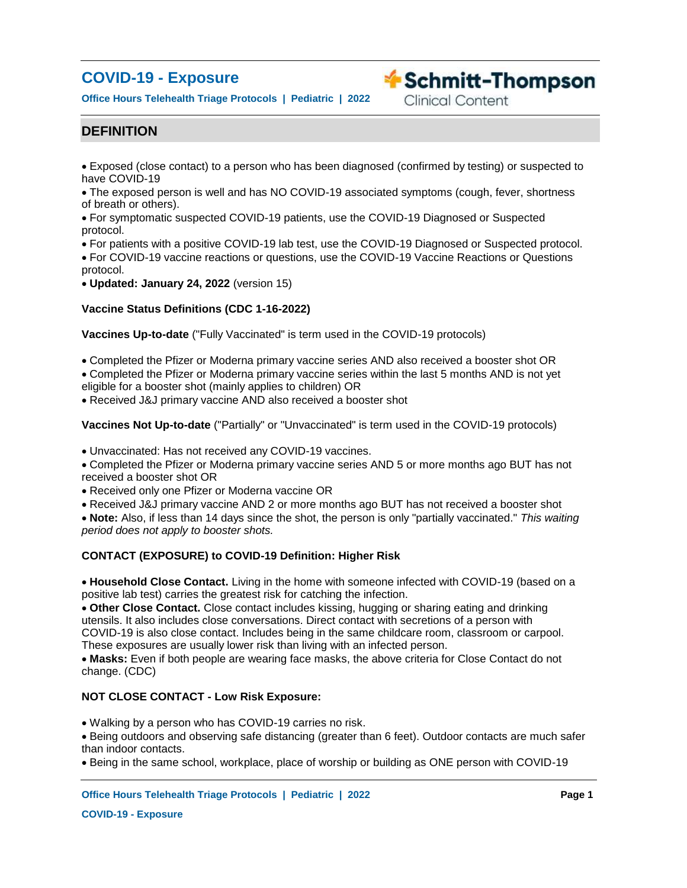# COVID-19 - Exposure

**Office Hours Telehealth Triage Protocols | Pediatric | 2022**

Schmitt-Thompson Clinical Content

## DEFINITION

- Exposed (close contact) to a person who has been diagnosed (confirmed by testing) or suspected to have COVID-19
- The exposed person is well and has NO COVID-19 associated symptoms (cough, fever, shortness of breath or others).
- For symptomatic suspected COVID-19 patients, use the COVID-19 Diagnosed or Suspected protocol.
- For patients with a positive COVID-19 lab test, use the COVID-19 Diagnosed or Suspected protocol.
- For COVID-19 vaccine reactions or questions, use the COVID-19 Vaccine Reactions or Questions protocol.
- **Updated: January 24, 2022** (version 15)

**Vaccine Status Definitions (CDC 1-16-2022)**

**Vaccines Up-to-date** ("Fully Vaccinated" is term used in the COVID-19 protocols)

- Completed the Pfizer or Moderna primary vaccine series AND also received a booster shot OR
- Completed the Pfizer or Moderna primary vaccine series within the last 5 months AND is not yet eligible for a booster shot (mainly applies to children) OR
- Received J&J primary vaccine AND also received a booster shot

**Vaccines Not Up-to-date** ("Partially" or "Unvaccinated" is term used in the COVID-19 protocols)

- Unvaccinated: Has not received any COVID-19 vaccines.
- Completed the Pfizer or Moderna primary vaccine series AND 5 or more months ago BUT has not received a booster shot OR
- Received only one Pfizer or Moderna vaccine OR
- Received J&J primary vaccine AND 2 or more months ago BUT has not received a booster shot
- **Note:** Also, if less than 14 days since the shot, the person is only "partially vaccinated." *This waiting period does not apply to booster shots.*

**CONTACT (EXPOSURE) to COVID-19 Definition: Higher Risk**

- **Household Close Contact.** Living in the home with someone infected with COVID-19 (based on a positive lab test) carries the greatest risk for catching the infection.
- **Other Close Contact.** Close contact includes kissing, hugging or sharing eating and drinking utensils. It also includes close conversations. Direct contact with secretions of a person with COVID-19 is also close contact. Includes being in the same childcare room, classroom or carpool. These exposures are usually lower risk than living with an infected person.
- **Masks:** Even if both people are wearing face masks, the above criteria for Close Contact do not change. (CDC)

**NOT CLOSE CONTACT - Low Risk Exposure:**

- Walking by a person who has COVID-19 carries no risk.
- Being outdoors and observing safe distancing (greater than 6 feet). Outdoor contacts are much safer than indoor contacts.
- Being in the same school, workplace, place of worship or building as ONE person with COVID-19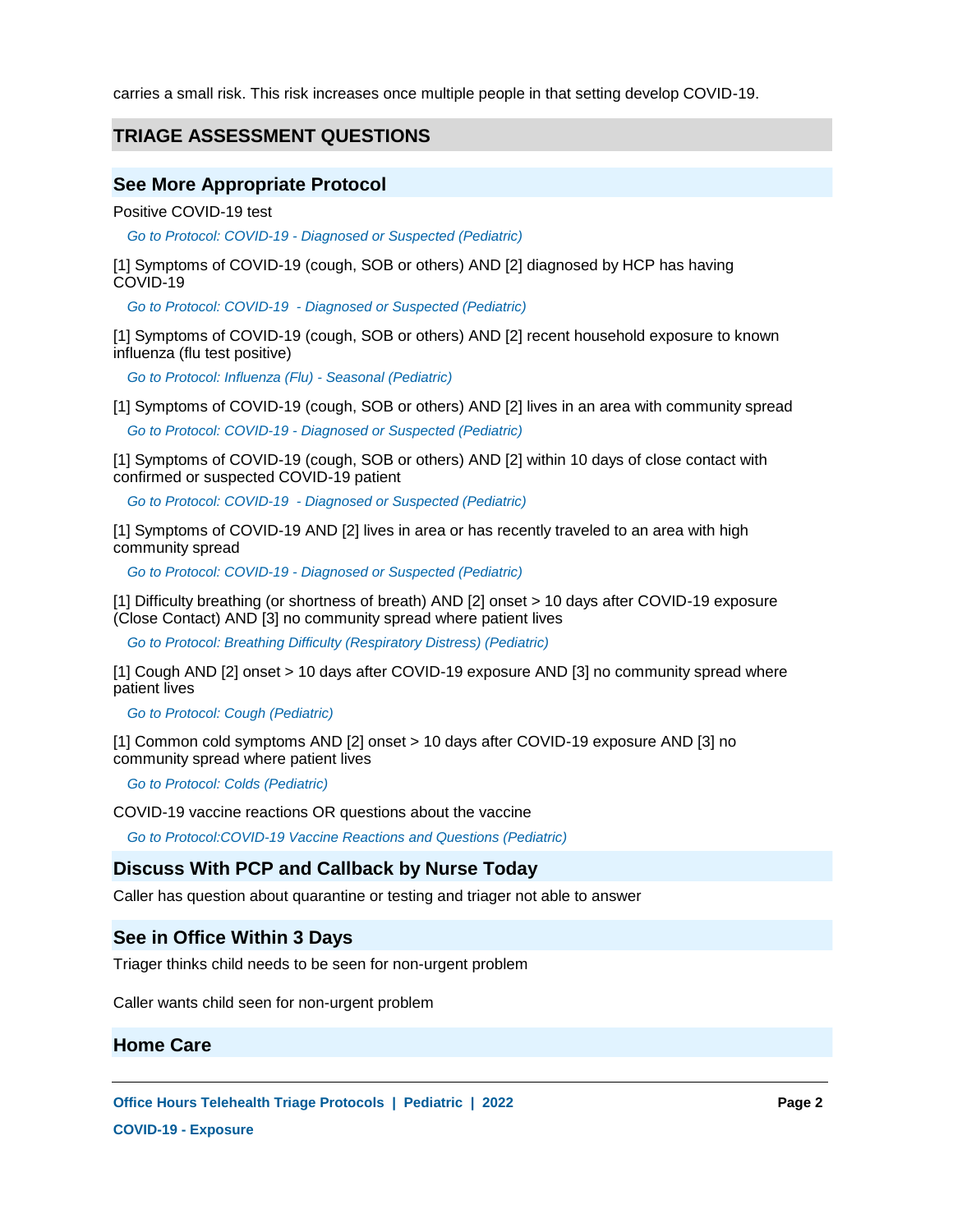carries a small risk. This risk increases once multiple people in that setting develop COVID-19.

## TRIAGE ASSESSMENT QUESTIONS

### See More Appropriate Protocol

Positive COVID-19 test

*Go to Protocol: COVID-19 - Diagnosed or Suspected (Pediatric)*

[1] Symptoms of COVID-19 (cough, SOB or others) AND [2] diagnosed by HCP has having COVID-19

*Go to Protocol: COVID-19 - Diagnosed or Suspected (Pediatric)*

[1] Symptoms of COVID-19 (cough, SOB or others) AND [2] recent household exposure to known influenza (flu test positive)

*Go to Protocol: Influenza (Flu) - Seasonal (Pediatric)*

[1] Symptoms of COVID-19 (cough, SOB or others) AND [2] lives in an area with community spread

*Go to Protocol: COVID-19 - Diagnosed or Suspected (Pediatric)*

[1] Symptoms of COVID-19 (cough, SOB or others) AND [2] within 10 days of close contact with confirmed or suspected COVID-19 patient

*Go to Protocol: COVID-19 - Diagnosed or Suspected (Pediatric)*

[1] Symptoms of COVID-19 AND [2] lives in area or has recently traveled to an area with high community spread

*Go to Protocol: COVID-19 - Diagnosed or Suspected (Pediatric)*

[1] Difficulty breathing (or shortness of breath) AND [2] onset > 10 days after COVID-19 exposure (Close Contact) AND [3] no community spread where patient lives

*Go to Protocol: Breathing Difficulty (Respiratory Distress) (Pediatric)*

[1] Cough AND [2] onset > 10 days after COVID-19 exposure AND [3] no community spread where patient lives

*Go to Protocol: Cough (Pediatric)*

[1] Common cold symptoms AND [2] onset > 10 days after COVID-19 exposure AND [3] no community spread where patient lives

*Go to Protocol: Colds (Pediatric)*

COVID-19 vaccine reactions OR questions about the vaccine

*Go to Protocol:COVID-19 Vaccine Reactions and Questions (Pediatric)*

### Discuss With PCP and Callback by Nurse Today

Caller has question about quarantine or testing and triager not able to answer

### See in Office Within 3 Days

Triager thinks child needs to be seen for non-urgent problem

Caller wants child seen for non-urgent problem

### Home Care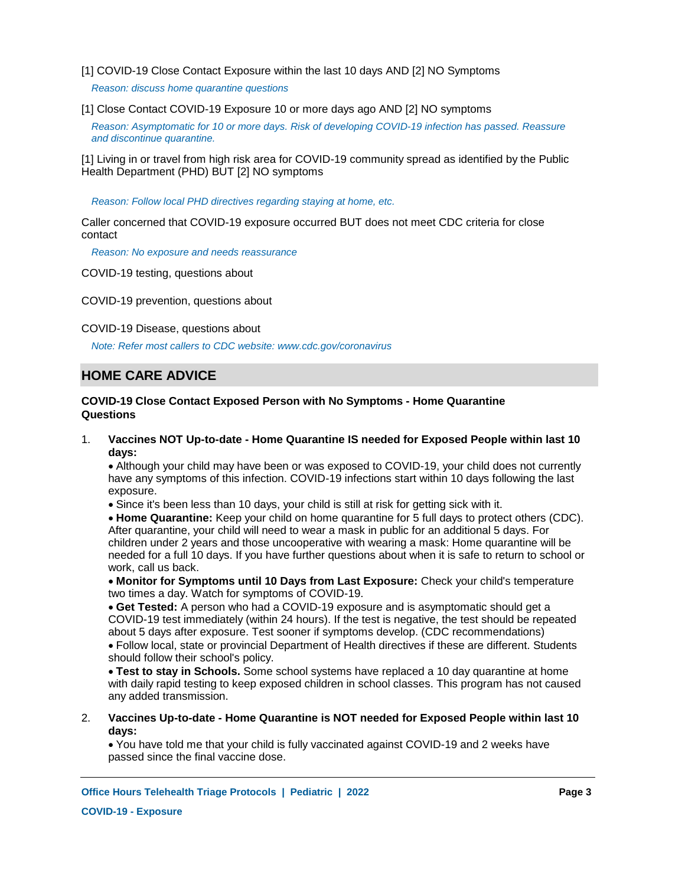[1] COVID-19 Close Contact Exposure within the last 10 days AND [2] NO Symptoms

*Reason: discuss home quarantine questions*

[1] Close Contact COVID-19 Exposure 10 or more days ago AND [2] NO symptoms

*Reason: Asymptomatic for 10 or more days. Risk of developing COVID-19 infection has passed. Reassure and discontinue quarantine.*

[1] Living in or travel from high risk area for COVID-19 community spread as identified by the Public Health Department (PHD) BUT [2] NO symptoms

*Reason: Follow local PHD directives regarding staying at home, etc.*

Caller concerned that COVID-19 exposure occurred BUT does not meet CDC criteria for close contact

*Reason: No exposure and needs reassurance*

COVID-19 testing, questions about

COVID-19 prevention, questions about

COVID-19 Disease, questions about

*Note: Refer most callers to CDC website: www.cdc.gov/coronavirus*

## HOME CARE ADVICE

**COVID-19 Close Contact Exposed Person with No Symptoms - Home Quarantine Questions**

1. **Vaccines NOT Up-to-date - Home Quarantine IS needed for Exposed People within last 10 days:**
   - Although your child may have been or was exposed to COVID-19, your child does not currently have any symptoms of this infection. COVID-19 infections start within 10 days following the last exposure.
   - Since it's been less than 10 days, your child is still at risk for getting sick with it.
   - **Home Quarantine:** Keep your child on home quarantine for 5 full days to protect others (CDC). After quarantine, your child will need to wear a mask in public for an additional 5 days. For children under 2 years and those uncooperative with wearing a mask: Home quarantine will be needed for a full 10 days. If you have further questions about when it is safe to return to school or work, call us back.
   - **Monitor for Symptoms until 10 Days from Last Exposure:** Check your child's temperature two times a day. Watch for symptoms of COVID-19.
   - **Get Tested:** A person who had a COVID-19 exposure and is asymptomatic should get a COVID-19 test immediately (within 24 hours). If the test is negative, the test should be repeated about 5 days after exposure. Test sooner if symptoms develop. (CDC recommendations)
   - Follow local, state or provincial Department of Health directives if these are different. Students should follow their school's policy.
   - **Test to stay in Schools.** Some school systems have replaced a 10 day quarantine at home with daily rapid testing to keep exposed children in school classes. This program has not caused any added transmission.

2. **Vaccines Up-to-date - Home Quarantine is NOT needed for Exposed People within last 10 days:**
   - You have told me that your child is fully vaccinated against COVID-19 and 2 weeks have passed since the final vaccine dose.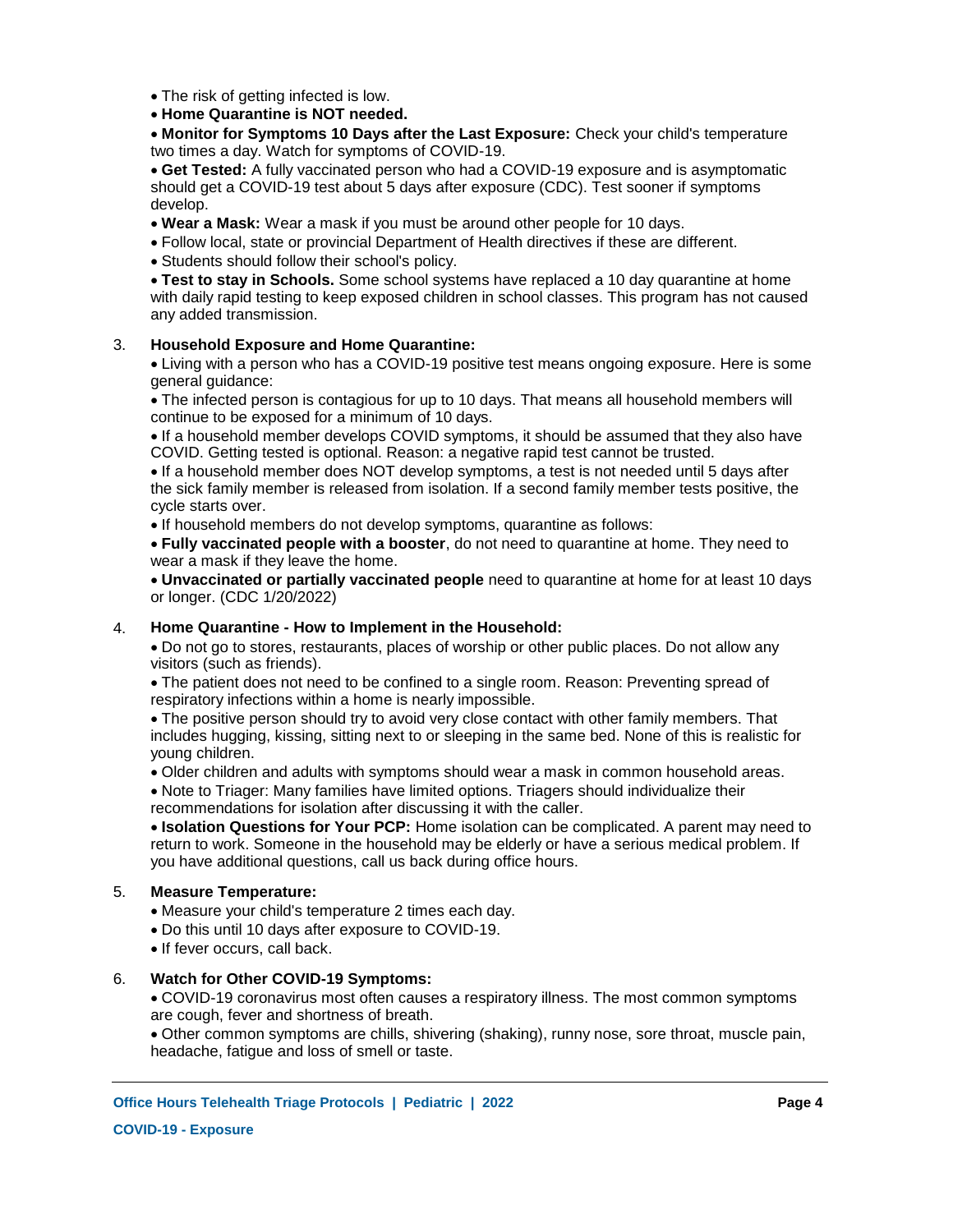- The risk of getting infected is low.
- **Home Quarantine is NOT needed.**
- **Monitor for Symptoms 10 Days after the Last Exposure:** Check your child's temperature two times a day. Watch for symptoms of COVID-19.
- **Get Tested:** A fully vaccinated person who had a COVID-19 exposure and is asymptomatic should get a COVID-19 test about 5 days after exposure (CDC). Test sooner if symptoms develop.
- **Wear a Mask:** Wear a mask if you must be around other people for 10 days.
- Follow local, state or provincial Department of Health directives if these are different.
- Students should follow their school's policy.
- **Test to stay in Schools.** Some school systems have replaced a 10 day quarantine at home with daily rapid testing to keep exposed children in school classes. This program has not caused any added transmission.

3. **Household Exposure and Home Quarantine:**
   - Living with a person who has a COVID-19 positive test means ongoing exposure. Here is some general guidance:
   - The infected person is contagious for up to 10 days. That means all household members will continue to be exposed for a minimum of 10 days.
   - If a household member develops COVID symptoms, it should be assumed that they also have COVID. Getting tested is optional. Reason: a negative rapid test cannot be trusted.
   - If a household member does NOT develop symptoms, a test is not needed until 5 days after the sick family member is released from isolation. If a second family member tests positive, the cycle starts over.
   - If household members do not develop symptoms, quarantine as follows:
   - **Fully vaccinated people with a booster**, do not need to quarantine at home. They need to wear a mask if they leave the home.
   - **Unvaccinated or partially vaccinated people** need to quarantine at home for at least 10 days or longer. (CDC 1/20/2022)

4. **Home Quarantine - How to Implement in the Household:**
   - Do not go to stores, restaurants, places of worship or other public places. Do not allow any visitors (such as friends).
   - The patient does not need to be confined to a single room. Reason: Preventing spread of respiratory infections within a home is nearly impossible.
   - The positive person should try to avoid very close contact with other family members. That includes hugging, kissing, sitting next to or sleeping in the same bed. None of this is realistic for young children.
   - Older children and adults with symptoms should wear a mask in common household areas.
   - Note to Triager: Many families have limited options. Triagers should individualize their recommendations for isolation after discussing it with the caller.
   - **Isolation Questions for Your PCP:** Home isolation can be complicated. A parent may need to return to work. Someone in the household may be elderly or have a serious medical problem. If you have additional questions, call us back during office hours.

5. **Measure Temperature:**
   - Measure your child's temperature 2 times each day.
   - Do this until 10 days after exposure to COVID-19.
   - If fever occurs, call back.

6. **Watch for Other COVID-19 Symptoms:**
   - COVID-19 coronavirus most often causes a respiratory illness. The most common symptoms are cough, fever and shortness of breath.
   - Other common symptoms are chills, shivering (shaking), runny nose, sore throat, muscle pain, headache, fatigue and loss of smell or taste.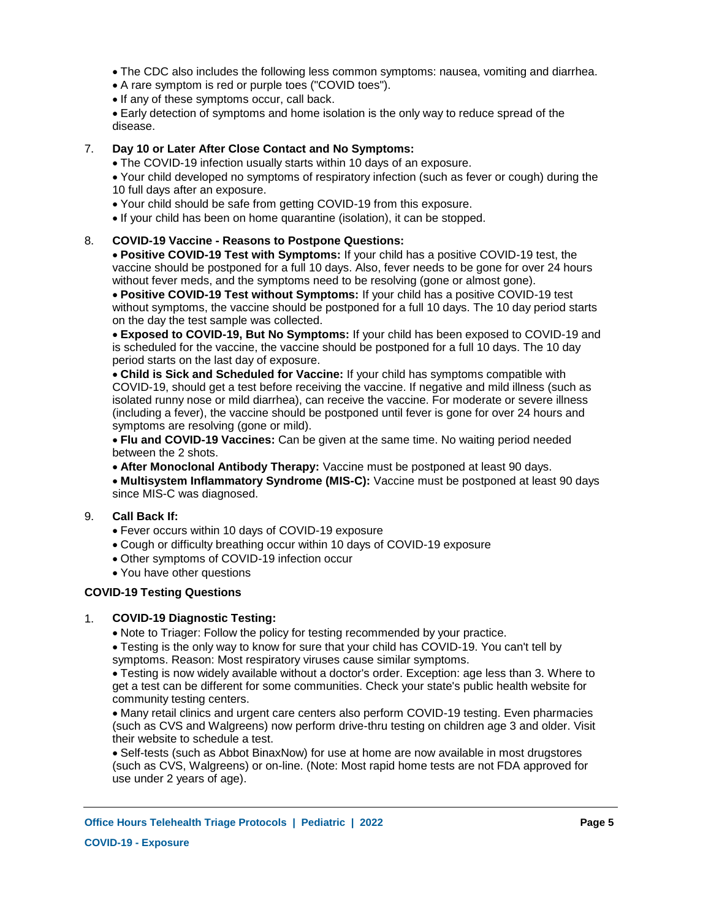- The CDC also includes the following less common symptoms: nausea, vomiting and diarrhea.
- A rare symptom is red or purple toes ("COVID toes").
- If any of these symptoms occur, call back.
- Early detection of symptoms and home isolation is the only way to reduce spread of the disease.

7. **Day 10 or Later After Close Contact and No Symptoms:**
   - The COVID-19 infection usually starts within 10 days of an exposure.
   - Your child developed no symptoms of respiratory infection (such as fever or cough) during the 10 full days after an exposure.
   - Your child should be safe from getting COVID-19 from this exposure.
   - If your child has been on home quarantine (isolation), it can be stopped.

8. **COVID-19 Vaccine - Reasons to Postpone Questions:**
   - **Positive COVID-19 Test with Symptoms:** If your child has a positive COVID-19 test, the vaccine should be postponed for a full 10 days. Also, fever needs to be gone for over 24 hours without fever meds, and the symptoms need to be resolving (gone or almost gone).
   - **Positive COVID-19 Test without Symptoms:** If your child has a positive COVID-19 test without symptoms, the vaccine should be postponed for a full 10 days. The 10 day period starts on the day the test sample was collected.
   - **Exposed to COVID-19, But No Symptoms:** If your child has been exposed to COVID-19 and is scheduled for the vaccine, the vaccine should be postponed for a full 10 days. The 10 day period starts on the last day of exposure.
   - **Child is Sick and Scheduled for Vaccine:** If your child has symptoms compatible with COVID-19, should get a test before receiving the vaccine. If negative and mild illness (such as isolated runny nose or mild diarrhea), can receive the vaccine. For moderate or severe illness (including a fever), the vaccine should be postponed until fever is gone for over 24 hours and symptoms are resolving (gone or mild).
   - **Flu and COVID-19 Vaccines:** Can be given at the same time. No waiting period needed between the 2 shots.
   - **After Monoclonal Antibody Therapy:** Vaccine must be postponed at least 90 days.
   - **Multisystem Inflammatory Syndrome (MIS-C):** Vaccine must be postponed at least 90 days since MIS-C was diagnosed.

9. **Call Back If:**
   - Fever occurs within 10 days of COVID-19 exposure
   - Cough or difficulty breathing occur within 10 days of COVID-19 exposure
   - Other symptoms of COVID-19 infection occur
   - You have other questions

**COVID-19 Testing Questions**

1. **COVID-19 Diagnostic Testing:**
   - Note to Triager: Follow the policy for testing recommended by your practice.
   - Testing is the only way to know for sure that your child has COVID-19. You can't tell by symptoms. Reason: Most respiratory viruses cause similar symptoms.
   - Testing is now widely available without a doctor's order. Exception: age less than 3. Where to get a test can be different for some communities. Check your state's public health website for community testing centers.
   - Many retail clinics and urgent care centers also perform COVID-19 testing. Even pharmacies (such as CVS and Walgreens) now perform drive-thru testing on children age 3 and older. Visit their website to schedule a test.
   - Self-tests (such as Abbot BinaxNow) for use at home are now available in most drugstores (such as CVS, Walgreens) or on-line. (Note: Most rapid home tests are not FDA approved for use under 2 years of age).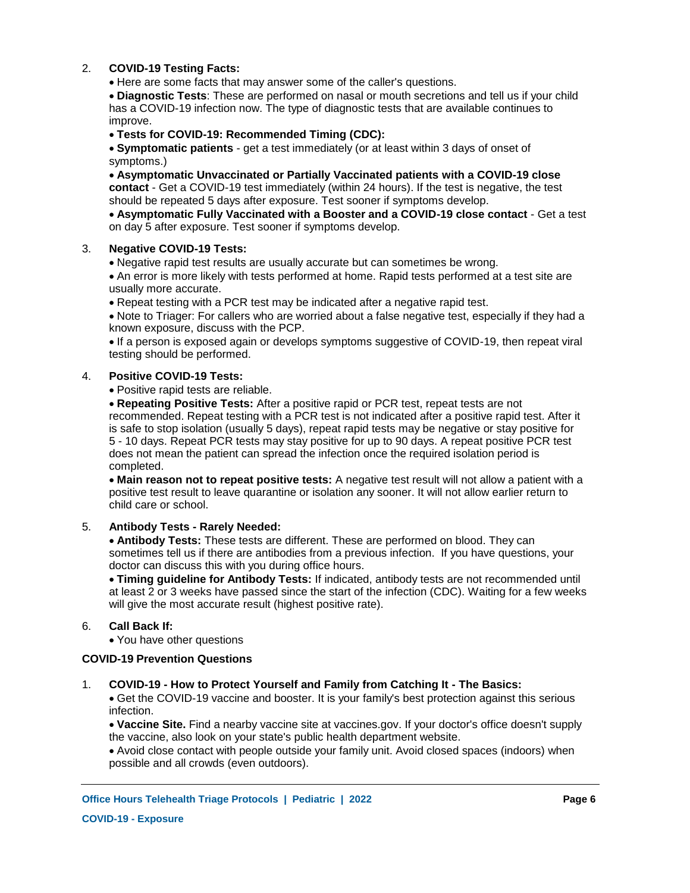2. **COVID-19 Testing Facts:**
   - Here are some facts that may answer some of the caller's questions.
   - **Diagnostic Tests**: These are performed on nasal or mouth secretions and tell us if your child has a COVID-19 infection now. The type of diagnostic tests that are available continues to improve.
   - **Tests for COVID-19: Recommended Timing (CDC):**
   - **Symptomatic patients** - get a test immediately (or at least within 3 days of onset of symptoms.)
   - **Asymptomatic Unvaccinated or Partially Vaccinated patients with a COVID-19 close contact** - Get a COVID-19 test immediately (within 24 hours). If the test is negative, the test should be repeated 5 days after exposure. Test sooner if symptoms develop.
   - **Asymptomatic Fully Vaccinated with a Booster and a COVID-19 close contact** - Get a test on day 5 after exposure. Test sooner if symptoms develop.

3. **Negative COVID-19 Tests:**
   - Negative rapid test results are usually accurate but can sometimes be wrong.
   - An error is more likely with tests performed at home. Rapid tests performed at a test site are usually more accurate.
   - Repeat testing with a PCR test may be indicated after a negative rapid test.
   - Note to Triager: For callers who are worried about a false negative test, especially if they had a known exposure, discuss with the PCP.
   - If a person is exposed again or develops symptoms suggestive of COVID-19, then repeat viral testing should be performed.

4. **Positive COVID-19 Tests:**
   - Positive rapid tests are reliable.
   - **Repeating Positive Tests:** After a positive rapid or PCR test, repeat tests are not recommended. Repeat testing with a PCR test is not indicated after a positive rapid test. After it is safe to stop isolation (usually 5 days), repeat rapid tests may be negative or stay positive for 5 - 10 days. Repeat PCR tests may stay positive for up to 90 days. A repeat positive PCR test does not mean the patient can spread the infection once the required isolation period is completed.
   - **Main reason not to repeat positive tests:** A negative test result will not allow a patient with a positive test result to leave quarantine or isolation any sooner. It will not allow earlier return to child care or school.

5. **Antibody Tests - Rarely Needed:**
   - **Antibody Tests:** These tests are different. These are performed on blood. They can sometimes tell us if there are antibodies from a previous infection. If you have questions, your doctor can discuss this with you during office hours.
   - **Timing guideline for Antibody Tests:** If indicated, antibody tests are not recommended until at least 2 or 3 weeks have passed since the start of the infection (CDC). Waiting for a few weeks will give the most accurate result (highest positive rate).

6. **Call Back If:**
   - You have other questions

**COVID-19 Prevention Questions**

1. **COVID-19 - How to Protect Yourself and Family from Catching It - The Basics:**
   - Get the COVID-19 vaccine and booster. It is your family's best protection against this serious infection.
   - **Vaccine Site.** Find a nearby vaccine site at vaccines.gov. If your doctor's office doesn't supply the vaccine, also look on your state's public health department website.
   - Avoid close contact with people outside your family unit. Avoid closed spaces (indoors) when possible and all crowds (even outdoors).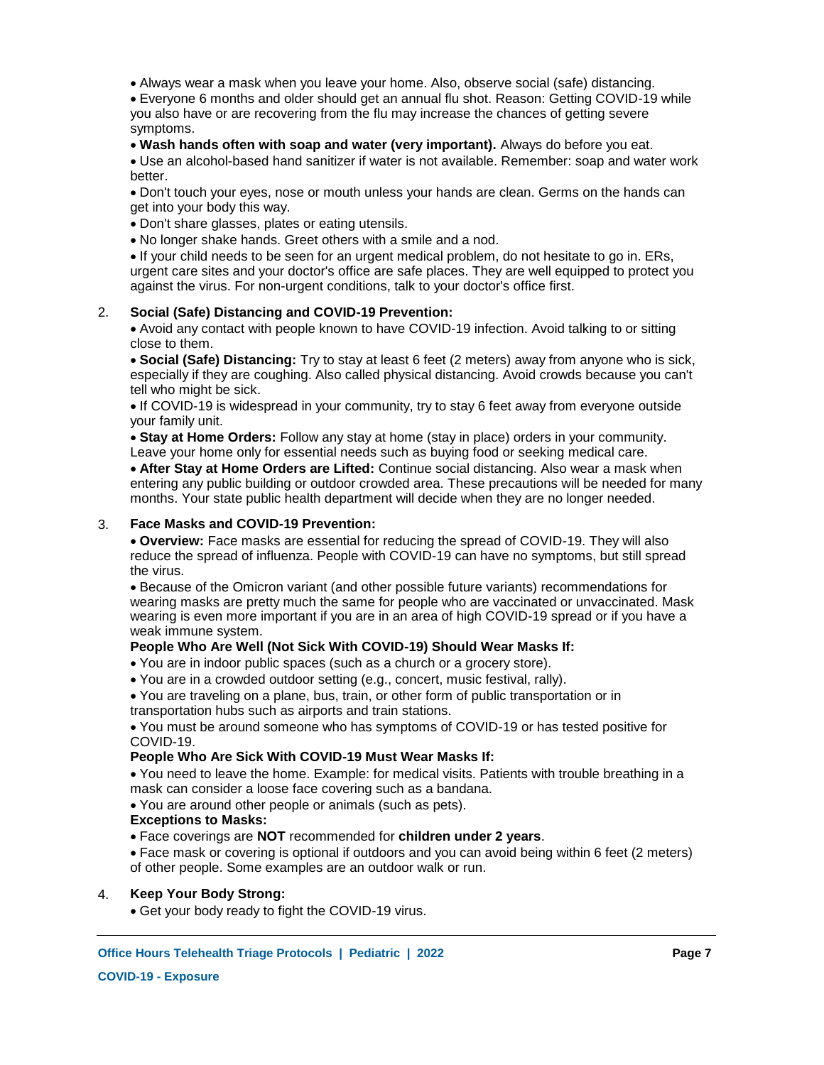- Always wear a mask when you leave your home. Also, observe social (safe) distancing.
- Everyone 6 months and older should get an annual flu shot. Reason: Getting COVID-19 while you also have or are recovering from the flu may increase the chances of getting severe symptoms.
- **Wash hands often with soap and water (very important).** Always do before you eat.
- Use an alcohol-based hand sanitizer if water is not available. Remember: soap and water work better.
- Don't touch your eyes, nose or mouth unless your hands are clean. Germs on the hands can get into your body this way.
- Don't share glasses, plates or eating utensils.
- No longer shake hands. Greet others with a smile and a nod.
- If your child needs to be seen for an urgent medical problem, do not hesitate to go in. ERs, urgent care sites and your doctor's office are safe places. They are well equipped to protect you against the virus. For non-urgent conditions, talk to your doctor's office first.

2. **Social (Safe) Distancing and COVID-19 Prevention:**
   - Avoid any contact with people known to have COVID-19 infection. Avoid talking to or sitting close to them.
   - **Social (Safe) Distancing:** Try to stay at least 6 feet (2 meters) away from anyone who is sick, especially if they are coughing. Also called physical distancing. Avoid crowds because you can't tell who might be sick.
   - If COVID-19 is widespread in your community, try to stay 6 feet away from everyone outside your family unit.
   - **Stay at Home Orders:** Follow any stay at home (stay in place) orders in your community. Leave your home only for essential needs such as buying food or seeking medical care.
   - **After Stay at Home Orders are Lifted:** Continue social distancing. Also wear a mask when entering any public building or outdoor crowded area. These precautions will be needed for many months. Your state public health department will decide when they are no longer needed.

3. **Face Masks and COVID-19 Prevention:**
   - **Overview:** Face masks are essential for reducing the spread of COVID-19. They will also reduce the spread of influenza. People with COVID-19 can have no symptoms, but still spread the virus.
   - Because of the Omicron variant (and other possible future variants) recommendations for wearing masks are pretty much the same for people who are vaccinated or unvaccinated. Mask wearing is even more important if you are in an area of high COVID-19 spread or if you have a weak immune system.

   **People Who Are Well (Not Sick With COVID-19) Should Wear Masks If:**
   - You are in indoor public spaces (such as a church or a grocery store).
   - You are in a crowded outdoor setting (e.g., concert, music festival, rally).
   - You are traveling on a plane, bus, train, or other form of public transportation or in transportation hubs such as airports and train stations.
   - You must be around someone who has symptoms of COVID-19 or has tested positive for COVID-19.

   **People Who Are Sick With COVID-19 Must Wear Masks If:**
   - You need to leave the home. Example: for medical visits. Patients with trouble breathing in a mask can consider a loose face covering such as a bandana.
   - You are around other people or animals (such as pets).

   **Exceptions to Masks:**
   - Face coverings are **NOT** recommended for **children under 2 years**.
   - Face mask or covering is optional if outdoors and you can avoid being within 6 feet (2 meters) of other people. Some examples are an outdoor walk or run.

4. **Keep Your Body Strong:**
   - Get your body ready to fight the COVID-19 virus.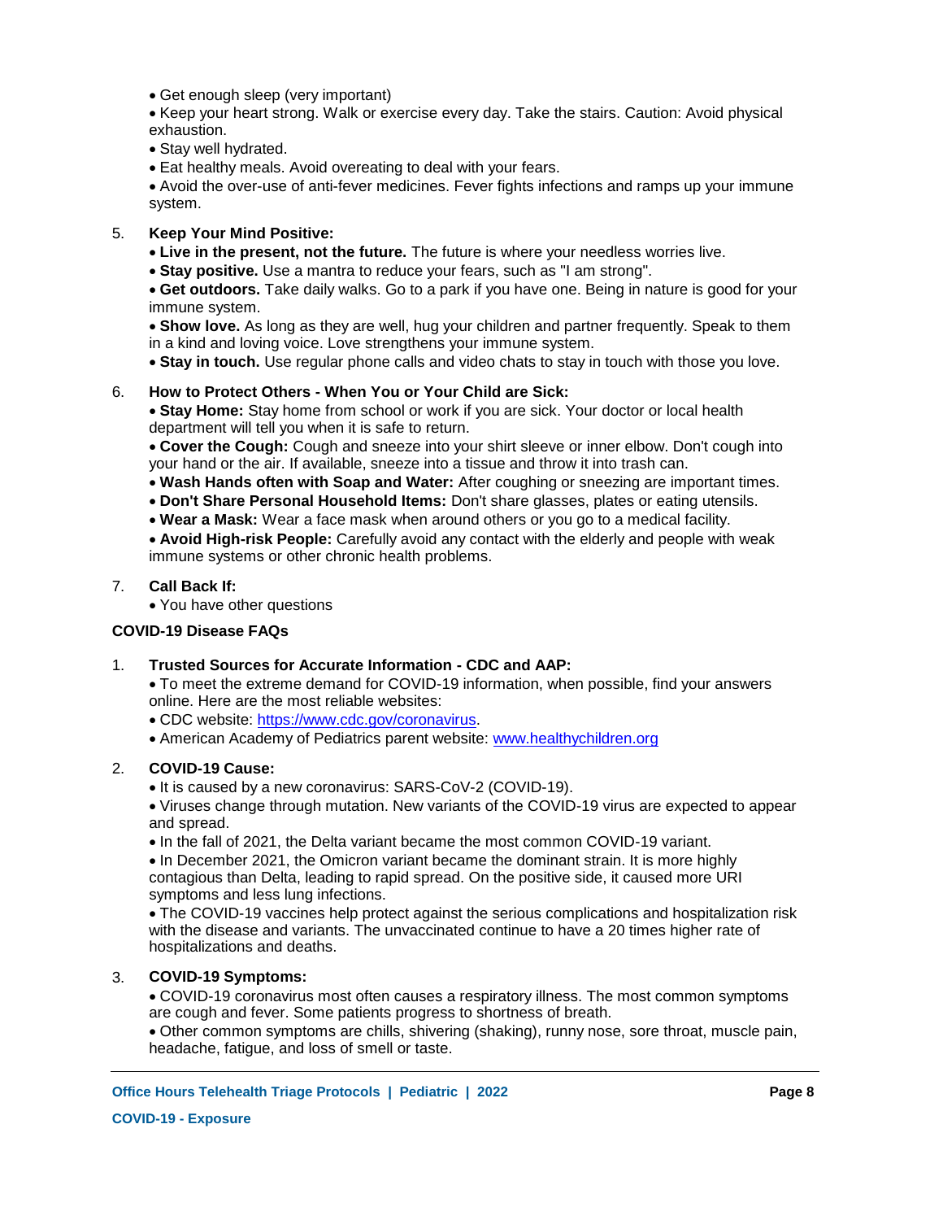- Get enough sleep (very important)
- Keep your heart strong. Walk or exercise every day. Take the stairs. Caution: Avoid physical exhaustion.
- Stay well hydrated.
- Eat healthy meals. Avoid overeating to deal with your fears.
- Avoid the over-use of anti-fever medicines. Fever fights infections and ramps up your immune system.

5. **Keep Your Mind Positive:**
   - **Live in the present, not the future.** The future is where your needless worries live.
   - **Stay positive.** Use a mantra to reduce your fears, such as "I am strong".
   - **Get outdoors.** Take daily walks. Go to a park if you have one. Being in nature is good for your immune system.
   - **Show love.** As long as they are well, hug your children and partner frequently. Speak to them in a kind and loving voice. Love strengthens your immune system.
   - **Stay in touch.** Use regular phone calls and video chats to stay in touch with those you love.

6. **How to Protect Others - When You or Your Child are Sick:**
   - **Stay Home:** Stay home from school or work if you are sick. Your doctor or local health department will tell you when it is safe to return.
   - **Cover the Cough:** Cough and sneeze into your shirt sleeve or inner elbow. Don't cough into your hand or the air. If available, sneeze into a tissue and throw it into trash can.
   - **Wash Hands often with Soap and Water:** After coughing or sneezing are important times.
   - **Don't Share Personal Household Items:** Don't share glasses, plates or eating utensils.
   - **Wear a Mask:** Wear a face mask when around others or you go to a medical facility.
   - **Avoid High-risk People:** Carefully avoid any contact with the elderly and people with weak immune systems or other chronic health problems.

7. **Call Back If:**
   - You have other questions

**COVID-19 Disease FAQs**

1. **Trusted Sources for Accurate Information - CDC and AAP:**
   - To meet the extreme demand for COVID-19 information, when possible, find your answers online. Here are the most reliable websites:
   - CDC website: https://www.cdc.gov/coronavirus.
   - American Academy of Pediatrics parent website: www.healthychildren.org

2. **COVID-19 Cause:**
   - It is caused by a new coronavirus: SARS-CoV-2 (COVID-19).
   - Viruses change through mutation. New variants of the COVID-19 virus are expected to appear and spread.
   - In the fall of 2021, the Delta variant became the most common COVID-19 variant.
   - In December 2021, the Omicron variant became the dominant strain. It is more highly contagious than Delta, leading to rapid spread. On the positive side, it caused more URI symptoms and less lung infections.
   - The COVID-19 vaccines help protect against the serious complications and hospitalization risk with the disease and variants. The unvaccinated continue to have a 20 times higher rate of hospitalizations and deaths.

3. **COVID-19 Symptoms:**
   - COVID-19 coronavirus most often causes a respiratory illness. The most common symptoms are cough and fever. Some patients progress to shortness of breath.
   - Other common symptoms are chills, shivering (shaking), runny nose, sore throat, muscle pain, headache, fatigue, and loss of smell or taste.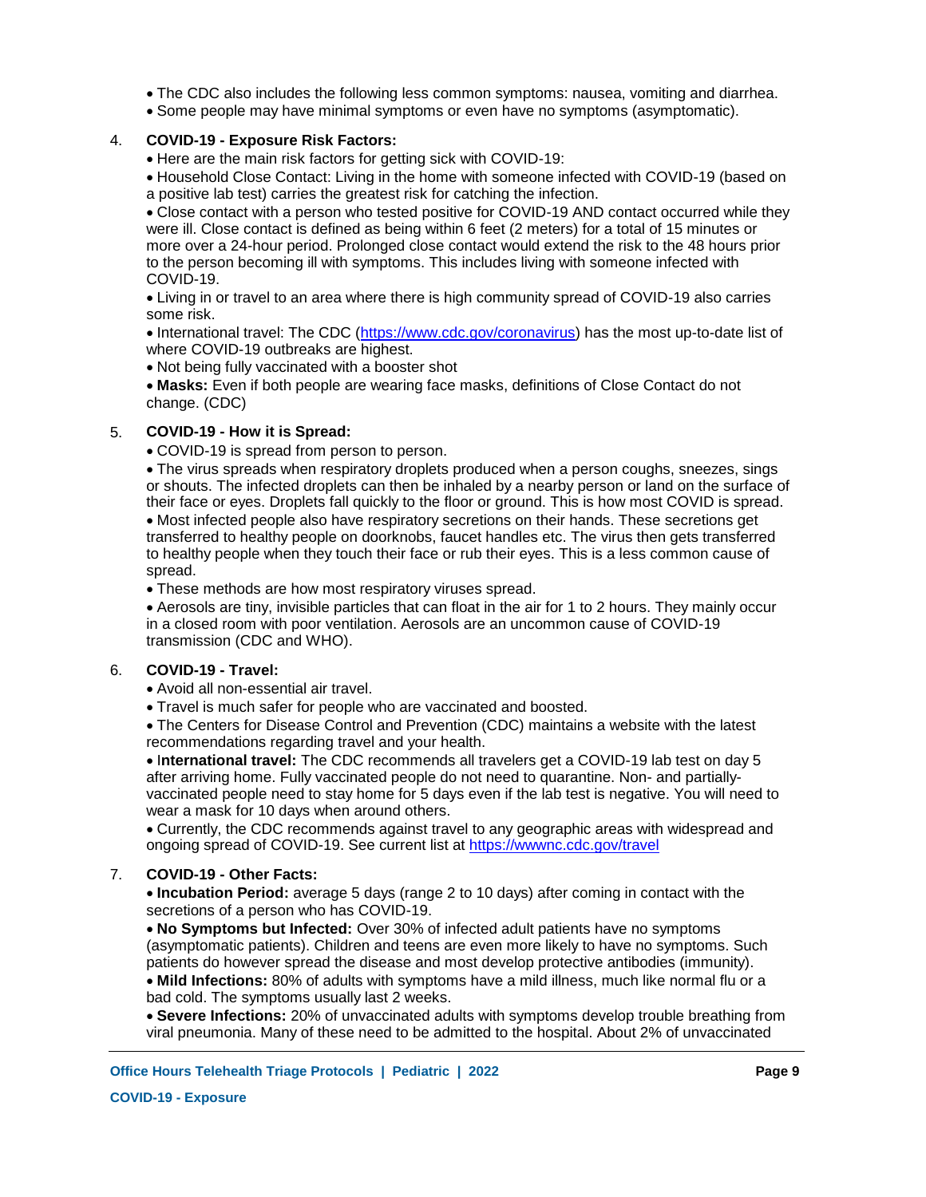- The CDC also includes the following less common symptoms: nausea, vomiting and diarrhea.
- Some people may have minimal symptoms or even have no symptoms (asymptomatic).

4. **COVID-19 - Exposure Risk Factors:**
   - Here are the main risk factors for getting sick with COVID-19:
   - Household Close Contact: Living in the home with someone infected with COVID-19 (based on a positive lab test) carries the greatest risk for catching the infection.
   - Close contact with a person who tested positive for COVID-19 AND contact occurred while they were ill. Close contact is defined as being within 6 feet (2 meters) for a total of 15 minutes or more over a 24-hour period. Prolonged close contact would extend the risk to the 48 hours prior to the person becoming ill with symptoms. This includes living with someone infected with COVID-19.
   - Living in or travel to an area where there is high community spread of COVID-19 also carries some risk.
   - International travel: The CDC (https://www.cdc.gov/coronavirus) has the most up-to-date list of where COVID-19 outbreaks are highest.
   - Not being fully vaccinated with a booster shot
   - **Masks:** Even if both people are wearing face masks, definitions of Close Contact do not change. (CDC)

5. **COVID-19 - How it is Spread:**
   - COVID-19 is spread from person to person.
   - The virus spreads when respiratory droplets produced when a person coughs, sneezes, sings or shouts. The infected droplets can then be inhaled by a nearby person or land on the surface of their face or eyes. Droplets fall quickly to the floor or ground. This is how most COVID is spread.
   - Most infected people also have respiratory secretions on their hands. These secretions get transferred to healthy people on doorknobs, faucet handles etc. The virus then gets transferred to healthy people when they touch their face or rub their eyes. This is a less common cause of spread.
   - These methods are how most respiratory viruses spread.
   - Aerosols are tiny, invisible particles that can float in the air for 1 to 2 hours. They mainly occur in a closed room with poor ventilation. Aerosols are an uncommon cause of COVID-19 transmission (CDC and WHO).

6. **COVID-19 - Travel:**
   - Avoid all non-essential air travel.
   - Travel is much safer for people who are vaccinated and boosted.
   - The Centers for Disease Control and Prevention (CDC) maintains a website with the latest recommendations regarding travel and your health.
   - I**nternational travel:** The CDC recommends all travelers get a COVID-19 lab test on day 5 after arriving home. Fully vaccinated people do not need to quarantine. Non- and partially-vaccinated people need to stay home for 5 days even if the lab test is negative. You will need to wear a mask for 10 days when around others.
   - Currently, the CDC recommends against travel to any geographic areas with widespread and ongoing spread of COVID-19. See current list at https://wwwnc.cdc.gov/travel

7. **COVID-19 - Other Facts:**
   - **Incubation Period:** average 5 days (range 2 to 10 days) after coming in contact with the secretions of a person who has COVID-19.
   - **No Symptoms but Infected:** Over 30% of infected adult patients have no symptoms (asymptomatic patients). Children and teens are even more likely to have no symptoms. Such patients do however spread the disease and most develop protective antibodies (immunity).
   - **Mild Infections:** 80% of adults with symptoms have a mild illness, much like normal flu or a bad cold. The symptoms usually last 2 weeks.
   - **Severe Infections:** 20% of unvaccinated adults with symptoms develop trouble breathing from viral pneumonia. Many of these need to be admitted to the hospital. About 2% of unvaccinated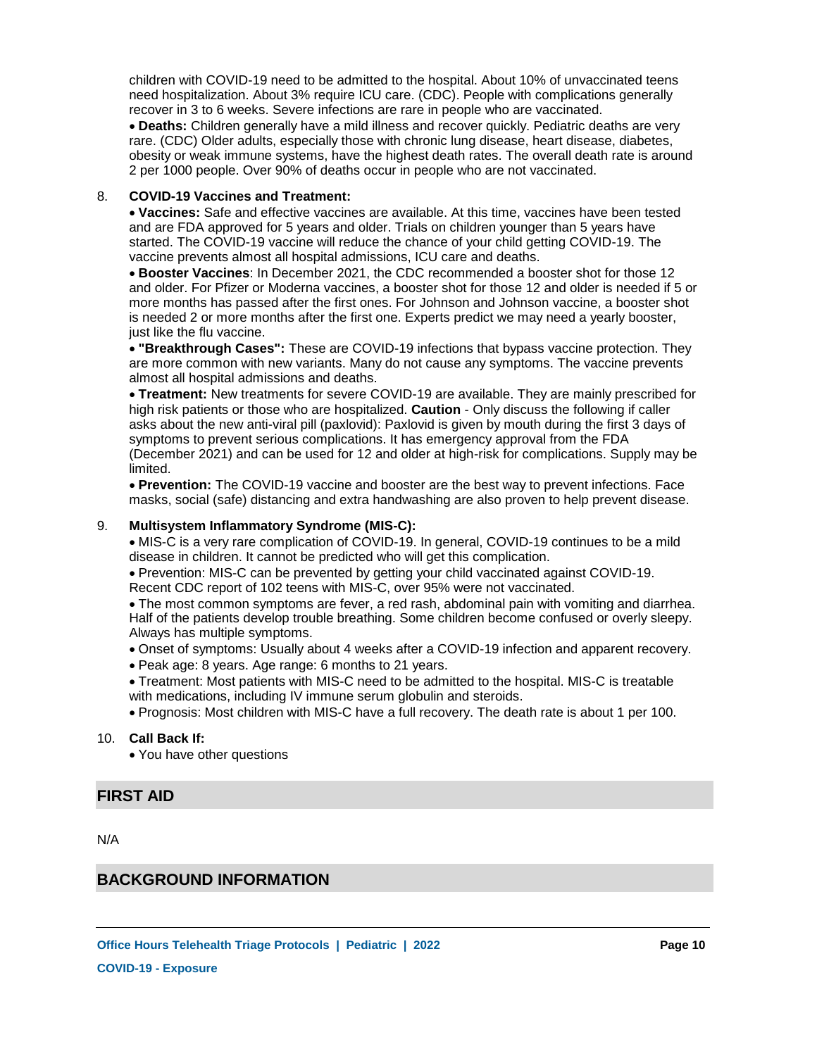children with COVID-19 need to be admitted to the hospital. About 10% of unvaccinated teens need hospitalization. About 3% require ICU care. (CDC). People with complications generally recover in 3 to 6 weeks. Severe infections are rare in people who are vaccinated.

- **Deaths:** Children generally have a mild illness and recover quickly. Pediatric deaths are very rare. (CDC) Older adults, especially those with chronic lung disease, heart disease, diabetes, obesity or weak immune systems, have the highest death rates. The overall death rate is around 2 per 1000 people. Over 90% of deaths occur in people who are not vaccinated.

8. **COVID-19 Vaccines and Treatment:**
   - **Vaccines:** Safe and effective vaccines are available. At this time, vaccines have been tested and are FDA approved for 5 years and older. Trials on children younger than 5 years have started. The COVID-19 vaccine will reduce the chance of your child getting COVID-19. The vaccine prevents almost all hospital admissions, ICU care and deaths.
   - **Booster Vaccines**: In December 2021, the CDC recommended a booster shot for those 12 and older. For Pfizer or Moderna vaccines, a booster shot for those 12 and older is needed if 5 or more months has passed after the first ones. For Johnson and Johnson vaccine, a booster shot is needed 2 or more months after the first one. Experts predict we may need a yearly booster, just like the flu vaccine.
   - **"Breakthrough Cases":** These are COVID-19 infections that bypass vaccine protection. They are more common with new variants. Many do not cause any symptoms. The vaccine prevents almost all hospital admissions and deaths.
   - **Treatment:** New treatments for severe COVID-19 are available. They are mainly prescribed for high risk patients or those who are hospitalized. **Caution** - Only discuss the following if caller asks about the new anti-viral pill (paxlovid): Paxlovid is given by mouth during the first 3 days of symptoms to prevent serious complications. It has emergency approval from the FDA (December 2021) and can be used for 12 and older at high-risk for complications. Supply may be limited.
   - **Prevention:** The COVID-19 vaccine and booster are the best way to prevent infections. Face masks, social (safe) distancing and extra handwashing are also proven to help prevent disease.

9. **Multisystem Inflammatory Syndrome (MIS-C):**
   - MIS-C is a very rare complication of COVID-19. In general, COVID-19 continues to be a mild disease in children. It cannot be predicted who will get this complication.
   - Prevention: MIS-C can be prevented by getting your child vaccinated against COVID-19. Recent CDC report of 102 teens with MIS-C, over 95% were not vaccinated.
   - The most common symptoms are fever, a red rash, abdominal pain with vomiting and diarrhea. Half of the patients develop trouble breathing. Some children become confused or overly sleepy. Always has multiple symptoms.
   - Onset of symptoms: Usually about 4 weeks after a COVID-19 infection and apparent recovery.
   - Peak age: 8 years. Age range: 6 months to 21 years.
   - Treatment: Most patients with MIS-C need to be admitted to the hospital. MIS-C is treatable with medications, including IV immune serum globulin and steroids.
   - Prognosis: Most children with MIS-C have a full recovery. The death rate is about 1 per 100.

10. **Call Back If:**
    - You have other questions

## FIRST AID

N/A

## BACKGROUND INFORMATION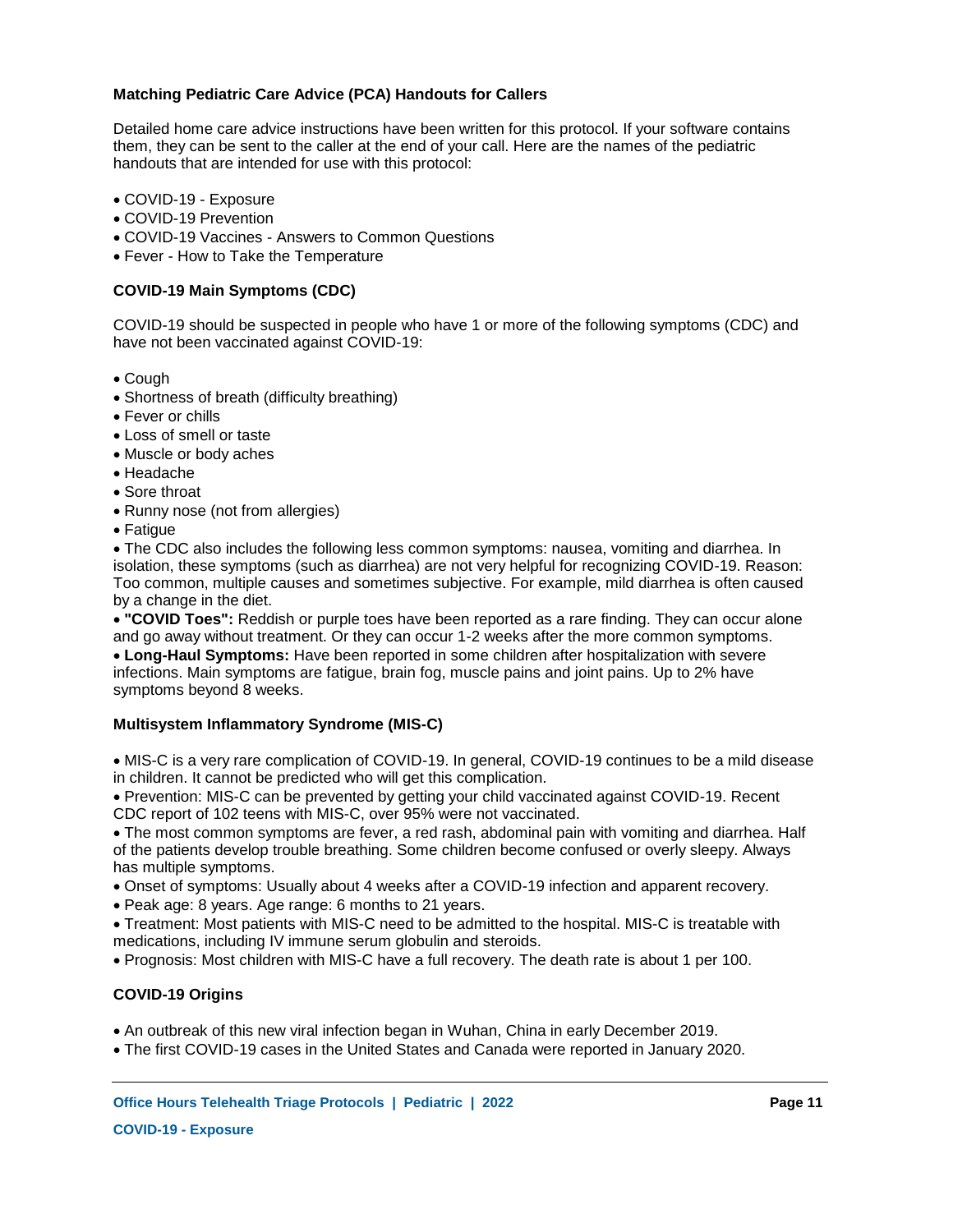**Matching Pediatric Care Advice (PCA) Handouts for Callers**

Detailed home care advice instructions have been written for this protocol. If your software contains them, they can be sent to the caller at the end of your call. Here are the names of the pediatric handouts that are intended for use with this protocol:

- COVID-19 - Exposure
- COVID-19 Prevention
- COVID-19 Vaccines - Answers to Common Questions
- Fever - How to Take the Temperature

**COVID-19 Main Symptoms (CDC)**

COVID-19 should be suspected in people who have 1 or more of the following symptoms (CDC) and have not been vaccinated against COVID-19:

- Cough
- Shortness of breath (difficulty breathing)
- Fever or chills
- Loss of smell or taste
- Muscle or body aches
- Headache
- Sore throat
- Runny nose (not from allergies)
- Fatigue
- The CDC also includes the following less common symptoms: nausea, vomiting and diarrhea. In isolation, these symptoms (such as diarrhea) are not very helpful for recognizing COVID-19. Reason: Too common, multiple causes and sometimes subjective. For example, mild diarrhea is often caused by a change in the diet.
- **"COVID Toes":** Reddish or purple toes have been reported as a rare finding. They can occur alone and go away without treatment. Or they can occur 1-2 weeks after the more common symptoms.
- **Long-Haul Symptoms:** Have been reported in some children after hospitalization with severe infections. Main symptoms are fatigue, brain fog, muscle pains and joint pains. Up to 2% have symptoms beyond 8 weeks.

**Multisystem Inflammatory Syndrome (MIS-C)**

- MIS-C is a very rare complication of COVID-19. In general, COVID-19 continues to be a mild disease in children. It cannot be predicted who will get this complication.
- Prevention: MIS-C can be prevented by getting your child vaccinated against COVID-19. Recent CDC report of 102 teens with MIS-C, over 95% were not vaccinated.
- The most common symptoms are fever, a red rash, abdominal pain with vomiting and diarrhea. Half of the patients develop trouble breathing. Some children become confused or overly sleepy. Always has multiple symptoms.
- Onset of symptoms: Usually about 4 weeks after a COVID-19 infection and apparent recovery.
- Peak age: 8 years. Age range: 6 months to 21 years.
- Treatment: Most patients with MIS-C need to be admitted to the hospital. MIS-C is treatable with medications, including IV immune serum globulin and steroids.
- Prognosis: Most children with MIS-C have a full recovery. The death rate is about 1 per 100.

**COVID-19 Origins**

- An outbreak of this new viral infection began in Wuhan, China in early December 2019.
- The first COVID-19 cases in the United States and Canada were reported in January 2020.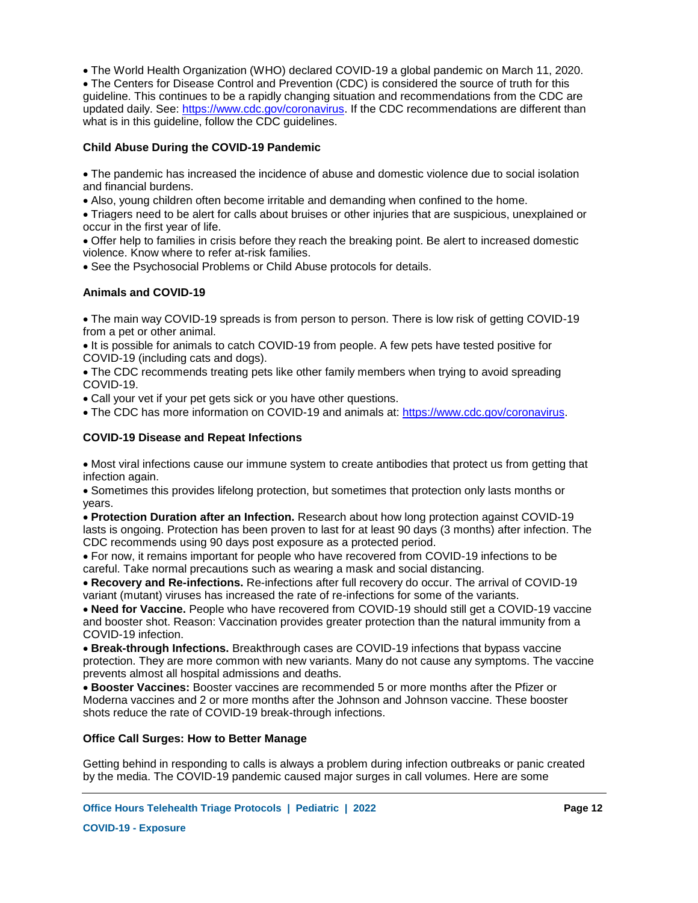- The World Health Organization (WHO) declared COVID-19 a global pandemic on March 11, 2020.
- The Centers for Disease Control and Prevention (CDC) is considered the source of truth for this guideline. This continues to be a rapidly changing situation and recommendations from the CDC are updated daily. See: https://www.cdc.gov/coronavirus. If the CDC recommendations are different than what is in this guideline, follow the CDC guidelines.

**Child Abuse During the COVID-19 Pandemic**

- The pandemic has increased the incidence of abuse and domestic violence due to social isolation and financial burdens.
- Also, young children often become irritable and demanding when confined to the home.
- Triagers need to be alert for calls about bruises or other injuries that are suspicious, unexplained or occur in the first year of life.
- Offer help to families in crisis before they reach the breaking point. Be alert to increased domestic violence. Know where to refer at-risk families.
- See the Psychosocial Problems or Child Abuse protocols for details.

**Animals and COVID-19**

- The main way COVID-19 spreads is from person to person. There is low risk of getting COVID-19 from a pet or other animal.
- It is possible for animals to catch COVID-19 from people. A few pets have tested positive for COVID-19 (including cats and dogs).
- The CDC recommends treating pets like other family members when trying to avoid spreading COVID-19.
- Call your vet if your pet gets sick or you have other questions.
- The CDC has more information on COVID-19 and animals at: https://www.cdc.gov/coronavirus.

**COVID-19 Disease and Repeat Infections**

- Most viral infections cause our immune system to create antibodies that protect us from getting that infection again.
- Sometimes this provides lifelong protection, but sometimes that protection only lasts months or years.
- **Protection Duration after an Infection.** Research about how long protection against COVID-19 lasts is ongoing. Protection has been proven to last for at least 90 days (3 months) after infection. The CDC recommends using 90 days post exposure as a protected period.
- For now, it remains important for people who have recovered from COVID-19 infections to be careful. Take normal precautions such as wearing a mask and social distancing.
- **Recovery and Re-infections.** Re-infections after full recovery do occur. The arrival of COVID-19 variant (mutant) viruses has increased the rate of re-infections for some of the variants.
- **Need for Vaccine.** People who have recovered from COVID-19 should still get a COVID-19 vaccine and booster shot. Reason: Vaccination provides greater protection than the natural immunity from a COVID-19 infection.
- **Break-through Infections.** Breakthrough cases are COVID-19 infections that bypass vaccine protection. They are more common with new variants. Many do not cause any symptoms. The vaccine prevents almost all hospital admissions and deaths.
- **Booster Vaccines:** Booster vaccines are recommended 5 or more months after the Pfizer or Moderna vaccines and 2 or more months after the Johnson and Johnson vaccine. These booster shots reduce the rate of COVID-19 break-through infections.

**Office Call Surges: How to Better Manage**

Getting behind in responding to calls is always a problem during infection outbreaks or panic created by the media. The COVID-19 pandemic caused major surges in call volumes. Here are some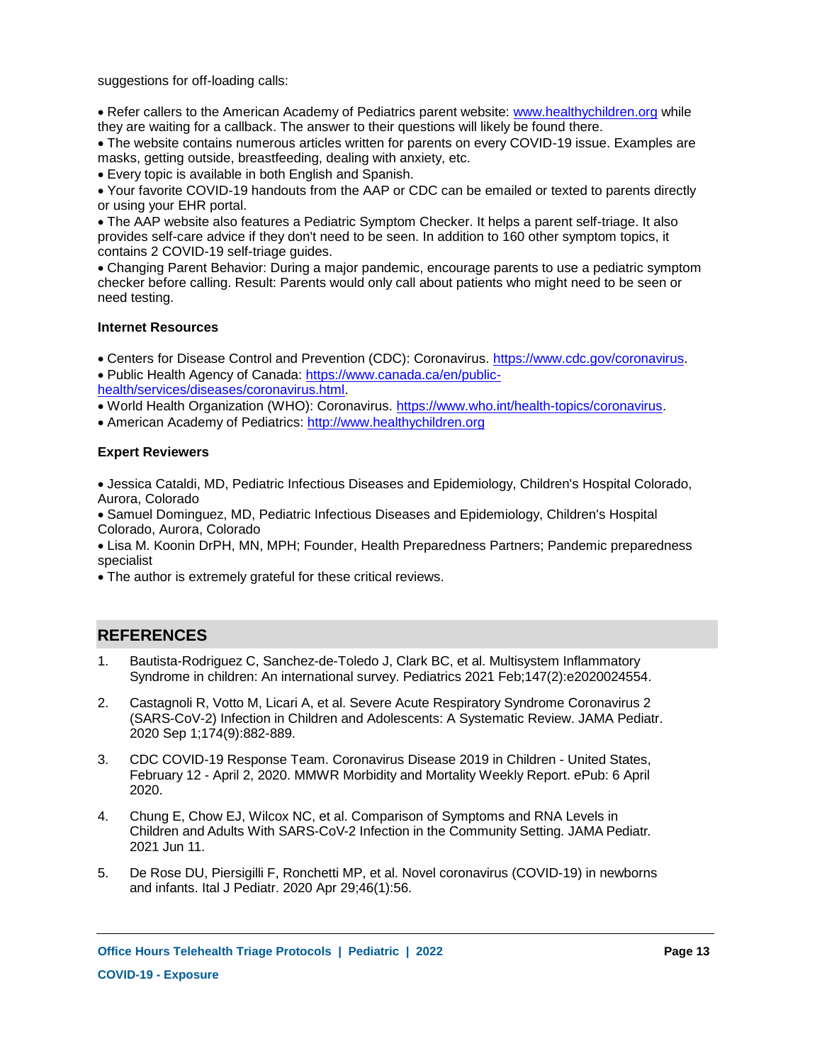suggestions for off-loading calls:

- Refer callers to the American Academy of Pediatrics parent website: www.healthychildren.org while they are waiting for a callback. The answer to their questions will likely be found there.
- The website contains numerous articles written for parents on every COVID-19 issue. Examples are masks, getting outside, breastfeeding, dealing with anxiety, etc.
- Every topic is available in both English and Spanish.
- Your favorite COVID-19 handouts from the AAP or CDC can be emailed or texted to parents directly or using your EHR portal.
- The AAP website also features a Pediatric Symptom Checker. It helps a parent self-triage. It also provides self-care advice if they don't need to be seen. In addition to 160 other symptom topics, it contains 2 COVID-19 self-triage guides.
- Changing Parent Behavior: During a major pandemic, encourage parents to use a pediatric symptom checker before calling. Result: Parents would only call about patients who might need to be seen or need testing.

**Internet Resources**

- Centers for Disease Control and Prevention (CDC): Coronavirus. https://www.cdc.gov/coronavirus.
- Public Health Agency of Canada: https://www.canada.ca/en/public-health/services/diseases/coronavirus.html.
- World Health Organization (WHO): Coronavirus. https://www.who.int/health-topics/coronavirus.
- American Academy of Pediatrics: http://www.healthychildren.org

**Expert Reviewers**

- Jessica Cataldi, MD, Pediatric Infectious Diseases and Epidemiology, Children's Hospital Colorado, Aurora, Colorado
- Samuel Dominguez, MD, Pediatric Infectious Diseases and Epidemiology, Children's Hospital Colorado, Aurora, Colorado
- Lisa M. Koonin DrPH, MN, MPH; Founder, Health Preparedness Partners; Pandemic preparedness specialist
- The author is extremely grateful for these critical reviews.

## REFERENCES

1. Bautista-Rodriguez C, Sanchez-de-Toledo J, Clark BC, et al. Multisystem Inflammatory Syndrome in children: An international survey. Pediatrics 2021 Feb;147(2):e2020024554.
2. Castagnoli R, Votto M, Licari A, et al. Severe Acute Respiratory Syndrome Coronavirus 2 (SARS-CoV-2) Infection in Children and Adolescents: A Systematic Review. JAMA Pediatr. 2020 Sep 1;174(9):882-889.
3. CDC COVID-19 Response Team. Coronavirus Disease 2019 in Children - United States, February 12 - April 2, 2020. MMWR Morbidity and Mortality Weekly Report. ePub: 6 April 2020.
4. Chung E, Chow EJ, Wilcox NC, et al. Comparison of Symptoms and RNA Levels in Children and Adults With SARS-CoV-2 Infection in the Community Setting. JAMA Pediatr. 2021 Jun 11.
5. De Rose DU, Piersigilli F, Ronchetti MP, et al. Novel coronavirus (COVID-19) in newborns and infants. Ital J Pediatr. 2020 Apr 29;46(1):56.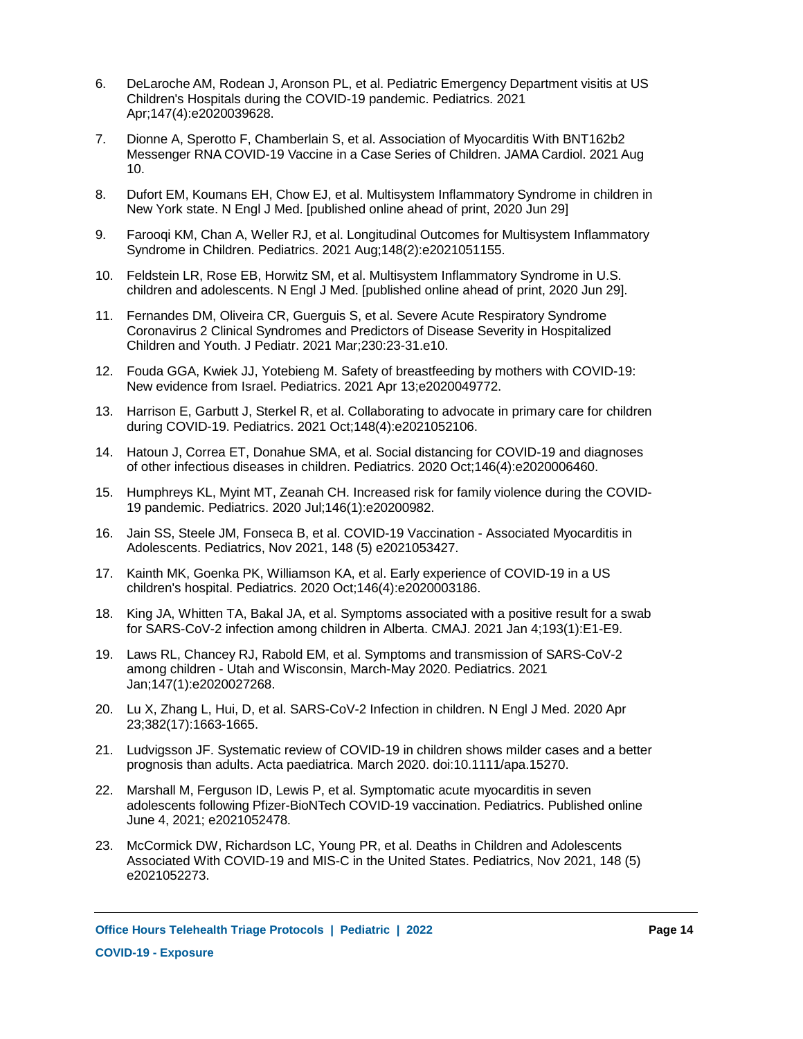6. DeLaroche AM, Rodean J, Aronson PL, et al. Pediatric Emergency Department visitis at US Children's Hospitals during the COVID-19 pandemic. Pediatrics. 2021 Apr;147(4):e2020039628.

7. Dionne A, Sperotto F, Chamberlain S, et al. Association of Myocarditis With BNT162b2 Messenger RNA COVID-19 Vaccine in a Case Series of Children. JAMA Cardiol. 2021 Aug 10.

8. Dufort EM, Koumans EH, Chow EJ, et al. Multisystem Inflammatory Syndrome in children in New York state. N Engl J Med. [published online ahead of print, 2020 Jun 29]

9. Farooqi KM, Chan A, Weller RJ, et al. Longitudinal Outcomes for Multisystem Inflammatory Syndrome in Children. Pediatrics. 2021 Aug;148(2):e2021051155.

10. Feldstein LR, Rose EB, Horwitz SM, et al. Multisystem Inflammatory Syndrome in U.S. children and adolescents. N Engl J Med. [published online ahead of print, 2020 Jun 29].

11. Fernandes DM, Oliveira CR, Guerguis S, et al. Severe Acute Respiratory Syndrome Coronavirus 2 Clinical Syndromes and Predictors of Disease Severity in Hospitalized Children and Youth. J Pediatr. 2021 Mar;230:23-31.e10.

12. Fouda GGA, Kwiek JJ, Yotebieng M. Safety of breastfeeding by mothers with COVID-19: New evidence from Israel. Pediatrics. 2021 Apr 13;e2020049772.

13. Harrison E, Garbutt J, Sterkel R, et al. Collaborating to advocate in primary care for children during COVID-19. Pediatrics. 2021 Oct;148(4):e2021052106.

14. Hatoun J, Correa ET, Donahue SMA, et al. Social distancing for COVID-19 and diagnoses of other infectious diseases in children. Pediatrics. 2020 Oct;146(4):e2020006460.

15. Humphreys KL, Myint MT, Zeanah CH. Increased risk for family violence during the COVID-19 pandemic. Pediatrics. 2020 Jul;146(1):e20200982.

16. Jain SS, Steele JM, Fonseca B, et al. COVID-19 Vaccination - Associated Myocarditis in Adolescents. Pediatrics, Nov 2021, 148 (5) e2021053427.

17. Kainth MK, Goenka PK, Williamson KA, et al. Early experience of COVID-19 in a US children's hospital. Pediatrics. 2020 Oct;146(4):e2020003186.

18. King JA, Whitten TA, Bakal JA, et al. Symptoms associated with a positive result for a swab for SARS-CoV-2 infection among children in Alberta. CMAJ. 2021 Jan 4;193(1):E1-E9.

19. Laws RL, Chancey RJ, Rabold EM, et al. Symptoms and transmission of SARS-CoV-2 among children - Utah and Wisconsin, March-May 2020. Pediatrics. 2021 Jan;147(1):e2020027268.

20. Lu X, Zhang L, Hui, D, et al. SARS-CoV-2 Infection in children. N Engl J Med. 2020 Apr 23;382(17):1663-1665.

21. Ludvigsson JF. Systematic review of COVID-19 in children shows milder cases and a better prognosis than adults. Acta paediatrica. March 2020. doi:10.1111/apa.15270.

22. Marshall M, Ferguson ID, Lewis P, et al. Symptomatic acute myocarditis in seven adolescents following Pfizer-BioNTech COVID-19 vaccination. Pediatrics. Published online June 4, 2021; e2021052478.

23. McCormick DW, Richardson LC, Young PR, et al. Deaths in Children and Adolescents Associated With COVID-19 and MIS-C in the United States. Pediatrics, Nov 2021, 148 (5) e2021052273.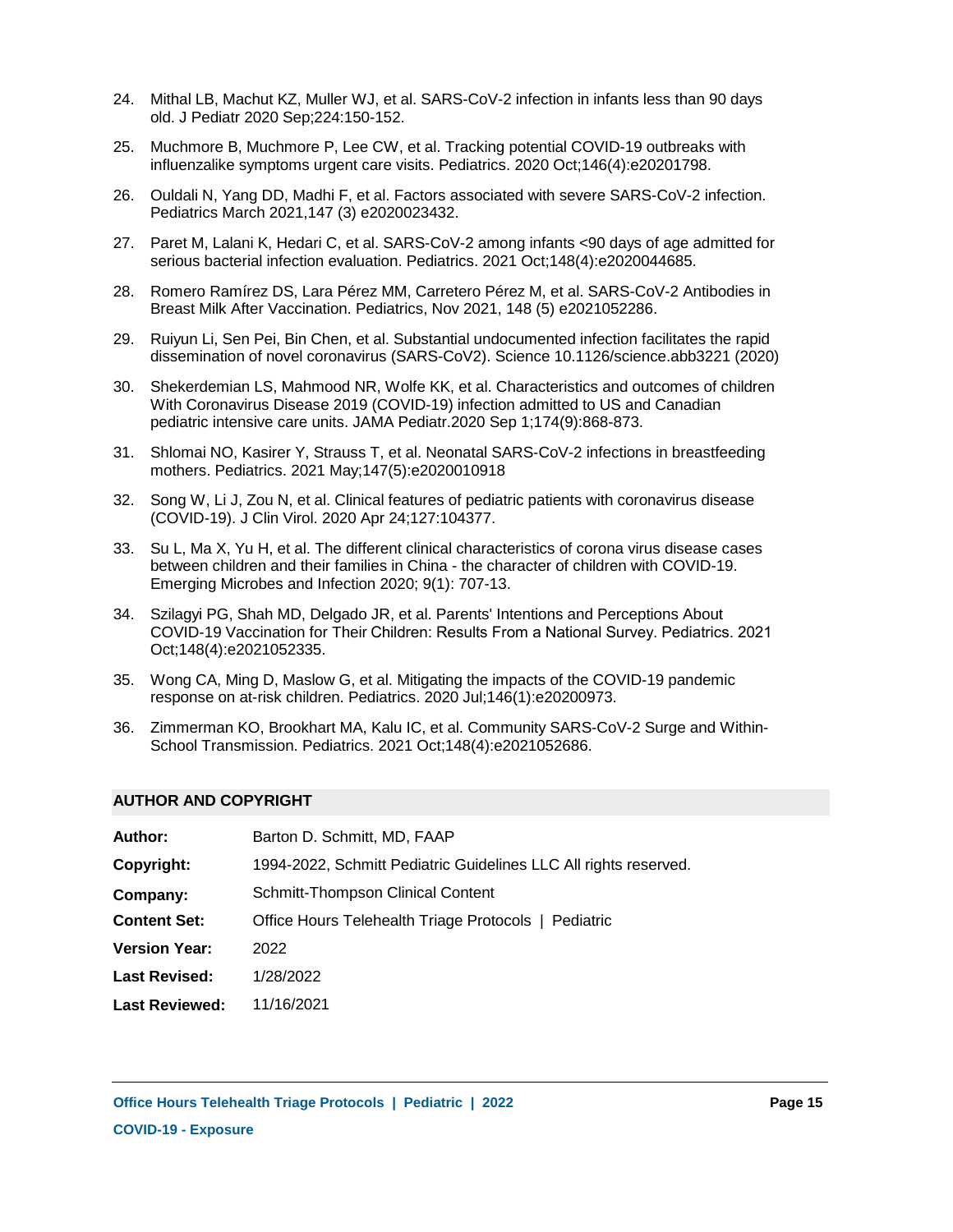24. Mithal LB, Machut KZ, Muller WJ, et al. SARS-CoV-2 infection in infants less than 90 days old. J Pediatr 2020 Sep;224:150-152.

25. Muchmore B, Muchmore P, Lee CW, et al. Tracking potential COVID-19 outbreaks with influenzalike symptoms urgent care visits. Pediatrics. 2020 Oct;146(4):e20201798.

26. Ouldali N, Yang DD, Madhi F, et al. Factors associated with severe SARS-CoV-2 infection. Pediatrics March 2021,147 (3) e2020023432.

27. Paret M, Lalani K, Hedari C, et al. SARS-CoV-2 among infants <90 days of age admitted for serious bacterial infection evaluation. Pediatrics. 2021 Oct;148(4):e2020044685.

28. Romero Ramírez DS, Lara Pérez MM, Carretero Pérez M, et al. SARS-CoV-2 Antibodies in Breast Milk After Vaccination. Pediatrics, Nov 2021, 148 (5) e2021052286.

29. Ruiyun Li, Sen Pei, Bin Chen, et al. Substantial undocumented infection facilitates the rapid dissemination of novel coronavirus (SARS-CoV2). Science 10.1126/science.abb3221 (2020)

30. Shekerdemian LS, Mahmood NR, Wolfe KK, et al. Characteristics and outcomes of children With Coronavirus Disease 2019 (COVID-19) infection admitted to US and Canadian pediatric intensive care units. JAMA Pediatr.2020 Sep 1;174(9):868-873.

31. Shlomai NO, Kasirer Y, Strauss T, et al. Neonatal SARS-CoV-2 infections in breastfeeding mothers. Pediatrics. 2021 May;147(5):e2020010918

32. Song W, Li J, Zou N, et al. Clinical features of pediatric patients with coronavirus disease (COVID-19). J Clin Virol. 2020 Apr 24;127:104377.

33. Su L, Ma X, Yu H, et al. The different clinical characteristics of corona virus disease cases between children and their families in China - the character of children with COVID-19. Emerging Microbes and Infection 2020; 9(1): 707-13.

34. Szilagyi PG, Shah MD, Delgado JR, et al. Parents' Intentions and Perceptions About COVID-19 Vaccination for Their Children: Results From a National Survey. Pediatrics. 2021 Oct;148(4):e2021052335.

35. Wong CA, Ming D, Maslow G, et al. Mitigating the impacts of the COVID-19 pandemic response on at-risk children. Pediatrics. 2020 Jul;146(1):e20200973.

36. Zimmerman KO, Brookhart MA, Kalu IC, et al. Community SARS-CoV-2 Surge and Within-School Transmission. Pediatrics. 2021 Oct;148(4):e2021052686.

## AUTHOR AND COPYRIGHT

| | |
|---|---|
| **Author:** | Barton D. Schmitt, MD, FAAP |
| **Copyright:** | 1994-2022, Schmitt Pediatric Guidelines LLC All rights reserved. |
| **Company:** | Schmitt-Thompson Clinical Content |
| **Content Set:** | Office Hours Telehealth Triage Protocols \| Pediatric |
| **Version Year:** | 2022 |
| **Last Revised:** | 1/28/2022 |
| **Last Reviewed:** | 11/16/2021 |